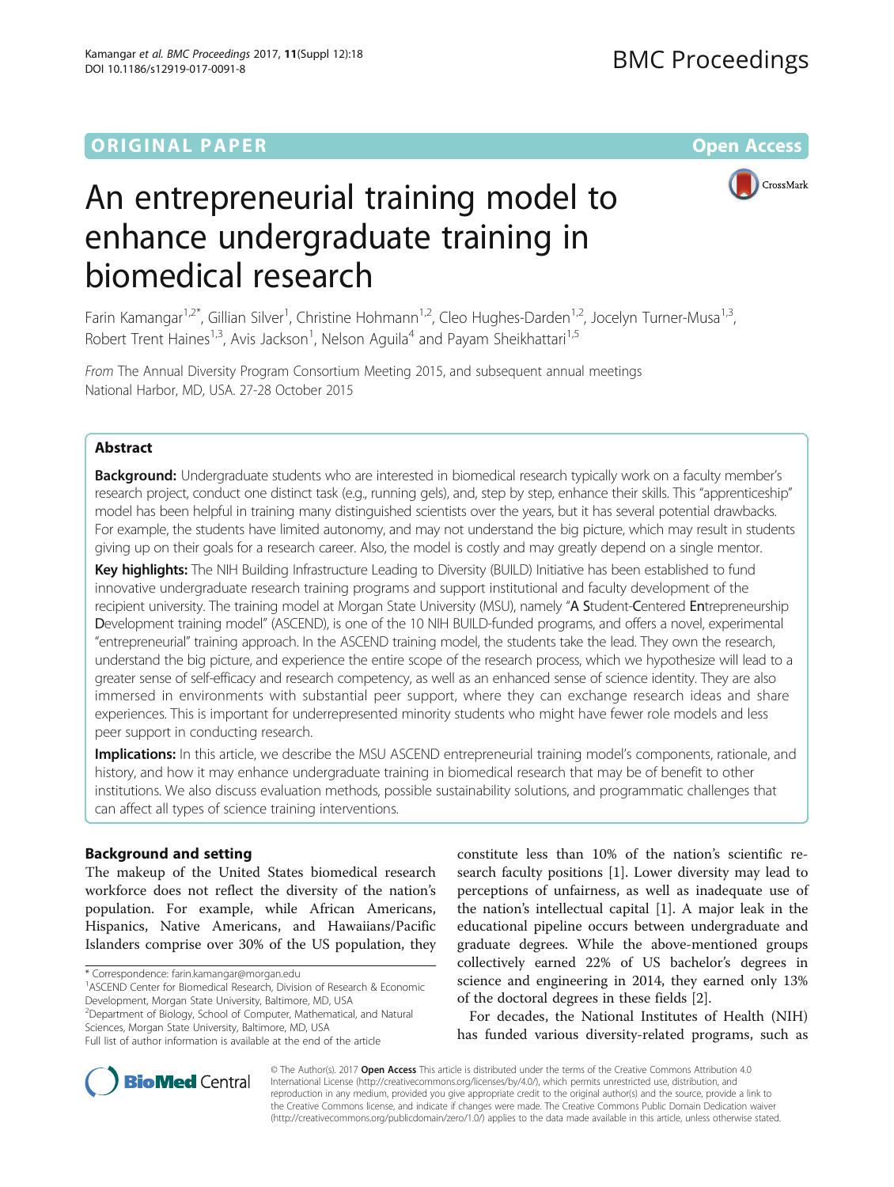ORIGINAL PAPER **Open Access**

# An entrepreneurial training model to enhance undergraduate training in biomedical research

Farin Kamangar[1,2*], Gillian Silver[1], Christine Hohmann[1,2], Cleo Hughes-Darden[1,2], Jocelyn Turner-Musa[1,3], Robert Trent Haines[1,3], Avis Jackson[1], Nelson Aguila[4] and Payam Sheikhattari[1,5]

From The Annual Diversity Program Consortium Meeting 2015, and subsequent annual meetings
National Harbor, MD, USA. 27-28 October 2015

## Abstract

**Background:** Undergraduate students who are interested in biomedical research typically work on a faculty member's research project, conduct one distinct task (e.g., running gels), and, step by step, enhance their skills. This "apprenticeship" model has been helpful in training many distinguished scientists over the years, but it has several potential drawbacks. For example, the students have limited autonomy, and may not understand the big picture, which may result in students giving up on their goals for a research career. Also, the model is costly and may greatly depend on a single mentor.

**Key highlights:** The NIH Building Infrastructure Leading to Diversity (BUILD) Initiative has been established to fund innovative undergraduate research training programs and support institutional and faculty development of the recipient university. The training model at Morgan State University (MSU), namely "**A S**tudent-**C**entered **En**trepreneurship **D**evelopment training model" (ASCEND), is one of the 10 NIH BUILD-funded programs, and offers a novel, experimental "entrepreneurial" training approach. In the ASCEND training model, the students take the lead. They own the research, understand the big picture, and experience the entire scope of the research process, which we hypothesize will lead to a greater sense of self-efficacy and research competency, as well as an enhanced sense of science identity. They are also immersed in environments with substantial peer support, where they can exchange research ideas and share experiences. This is important for underrepresented minority students who might have fewer role models and less peer support in conducting research.

**Implications:** In this article, we describe the MSU ASCEND entrepreneurial training model's components, rationale, and history, and how it may enhance undergraduate training in biomedical research that may be of benefit to other institutions. We also discuss evaluation methods, possible sustainability solutions, and programmatic challenges that can affect all types of science training interventions.

## Background and setting

The makeup of the United States biomedical research workforce does not reflect the diversity of the nation's population. For example, while African Americans, Hispanics, Native Americans, and Hawaiians/Pacific Islanders comprise over 30% of the US population, they constitute less than 10% of the nation's scientific research faculty positions [1]. Lower diversity may lead to perceptions of unfairness, as well as inadequate use of the nation's intellectual capital [1]. A major leak in the educational pipeline occurs between undergraduate and graduate degrees. While the above-mentioned groups collectively earned 22% of US bachelor's degrees in science and engineering in 2014, they earned only 13% of the doctoral degrees in these fields [2].

For decades, the National Institutes of Health (NIH) has funded various diversity-related programs, such as

\* Correspondence: farin.kamangar@morgan.edu
[1]ASCEND Center for Biomedical Research, Division of Research & Economic Development, Morgan State University, Baltimore, MD, USA
[2]Department of Biology, School of Computer, Mathematical, and Natural Sciences, Morgan State University, Baltimore, MD, USA
Full list of author information is available at the end of the article

© The Author(s). 2017 **Open Access** This article is distributed under the terms of the Creative Commons Attribution 4.0 International License (http://creativecommons.org/licenses/by/4.0/), which permits unrestricted use, distribution, and reproduction in any medium, provided you give appropriate credit to the original author(s) and the source, provide a link to the Creative Commons license, and indicate if changes were made. The Creative Commons Public Domain Dedication waiver (http://creativecommons.org/publicdomain/zero/1.0/) applies to the data made available in this article, unless otherwise stated.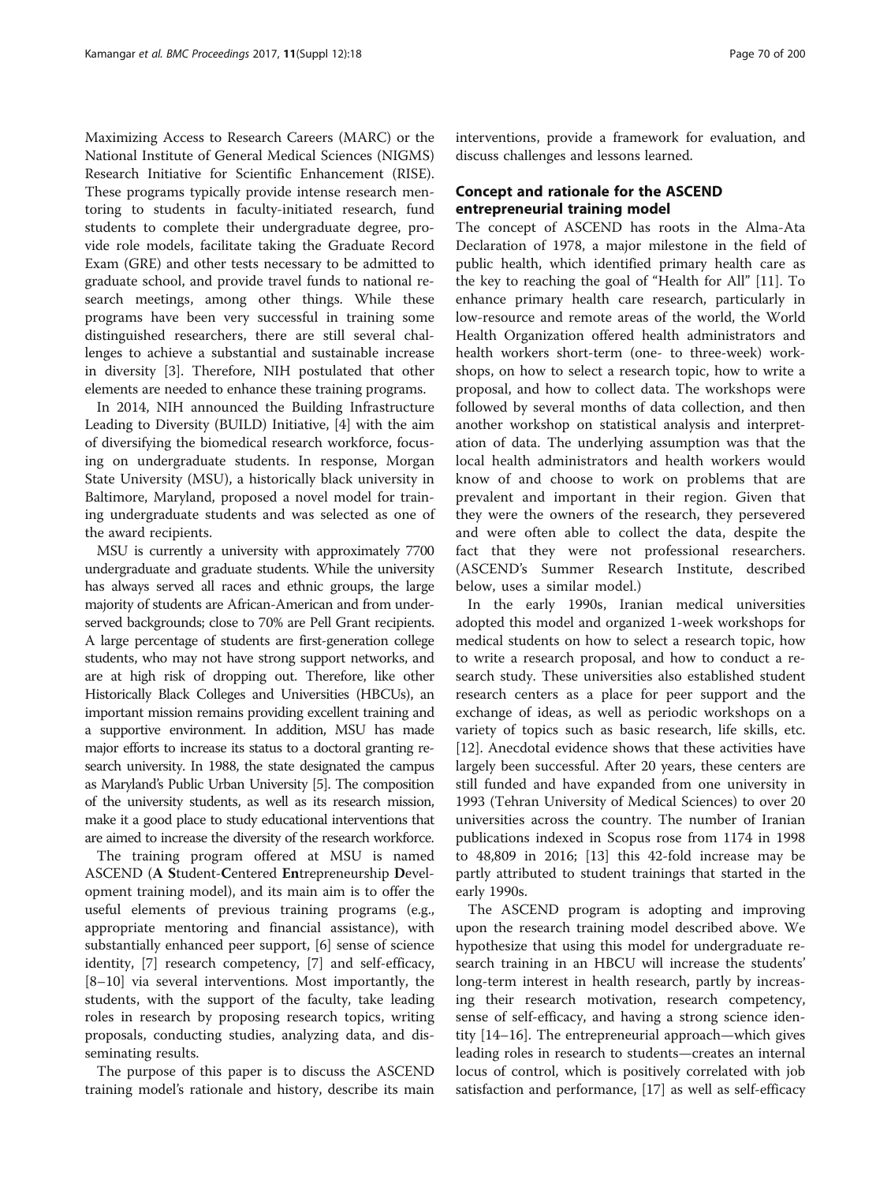Maximizing Access to Research Careers (MARC) or the National Institute of General Medical Sciences (NIGMS) Research Initiative for Scientific Enhancement (RISE). These programs typically provide intense research mentoring to students in faculty-initiated research, fund students to complete their undergraduate degree, provide role models, facilitate taking the Graduate Record Exam (GRE) and other tests necessary to be admitted to graduate school, and provide travel funds to national research meetings, among other things. While these programs have been very successful in training some distinguished researchers, there are still several challenges to achieve a substantial and sustainable increase in diversity [3]. Therefore, NIH postulated that other elements are needed to enhance these training programs.

In 2014, NIH announced the Building Infrastructure Leading to Diversity (BUILD) Initiative, [4] with the aim of diversifying the biomedical research workforce, focusing on undergraduate students. In response, Morgan State University (MSU), a historically black university in Baltimore, Maryland, proposed a novel model for training undergraduate students and was selected as one of the award recipients.

MSU is currently a university with approximately 7700 undergraduate and graduate students. While the university has always served all races and ethnic groups, the large majority of students are African-American and from underserved backgrounds; close to 70% are Pell Grant recipients. A large percentage of students are first-generation college students, who may not have strong support networks, and are at high risk of dropping out. Therefore, like other Historically Black Colleges and Universities (HBCUs), an important mission remains providing excellent training and a supportive environment. In addition, MSU has made major efforts to increase its status to a doctoral granting research university. In 1988, the state designated the campus as Maryland's Public Urban University [5]. The composition of the university students, as well as its research mission, make it a good place to study educational interventions that are aimed to increase the diversity of the research workforce.

The training program offered at MSU is named ASCEND (**A** **S**tudent-**C**entered **En**trepreneurship **D**evelopment training model), and its main aim is to offer the useful elements of previous training programs (e.g., appropriate mentoring and financial assistance), with substantially enhanced peer support, [6] sense of science identity, [7] research competency, [7] and self-efficacy, [8–10] via several interventions. Most importantly, the students, with the support of the faculty, take leading roles in research by proposing research topics, writing proposals, conducting studies, analyzing data, and disseminating results.

The purpose of this paper is to discuss the ASCEND training model's rationale and history, describe its main interventions, provide a framework for evaluation, and discuss challenges and lessons learned.

## Concept and rationale for the ASCEND entrepreneurial training model

The concept of ASCEND has roots in the Alma-Ata Declaration of 1978, a major milestone in the field of public health, which identified primary health care as the key to reaching the goal of "Health for All" [11]. To enhance primary health care research, particularly in low-resource and remote areas of the world, the World Health Organization offered health administrators and health workers short-term (one- to three-week) workshops, on how to select a research topic, how to write a proposal, and how to collect data. The workshops were followed by several months of data collection, and then another workshop on statistical analysis and interpretation of data. The underlying assumption was that the local health administrators and health workers would know of and choose to work on problems that are prevalent and important in their region. Given that they were the owners of the research, they persevered and were often able to collect the data, despite the fact that they were not professional researchers. (ASCEND's Summer Research Institute, described below, uses a similar model.)

In the early 1990s, Iranian medical universities adopted this model and organized 1-week workshops for medical students on how to select a research topic, how to write a research proposal, and how to conduct a research study. These universities also established student research centers as a place for peer support and the exchange of ideas, as well as periodic workshops on a variety of topics such as basic research, life skills, etc. [12]. Anecdotal evidence shows that these activities have largely been successful. After 20 years, these centers are still funded and have expanded from one university in 1993 (Tehran University of Medical Sciences) to over 20 universities across the country. The number of Iranian publications indexed in Scopus rose from 1174 in 1998 to 48,809 in 2016; [13] this 42-fold increase may be partly attributed to student trainings that started in the early 1990s.

The ASCEND program is adopting and improving upon the research training model described above. We hypothesize that using this model for undergraduate research training in an HBCU will increase the students' long-term interest in health research, partly by increasing their research motivation, research competency, sense of self-efficacy, and having a strong science identity [14–16]. The entrepreneurial approach—which gives leading roles in research to students—creates an internal locus of control, which is positively correlated with job satisfaction and performance, [17] as well as self-efficacy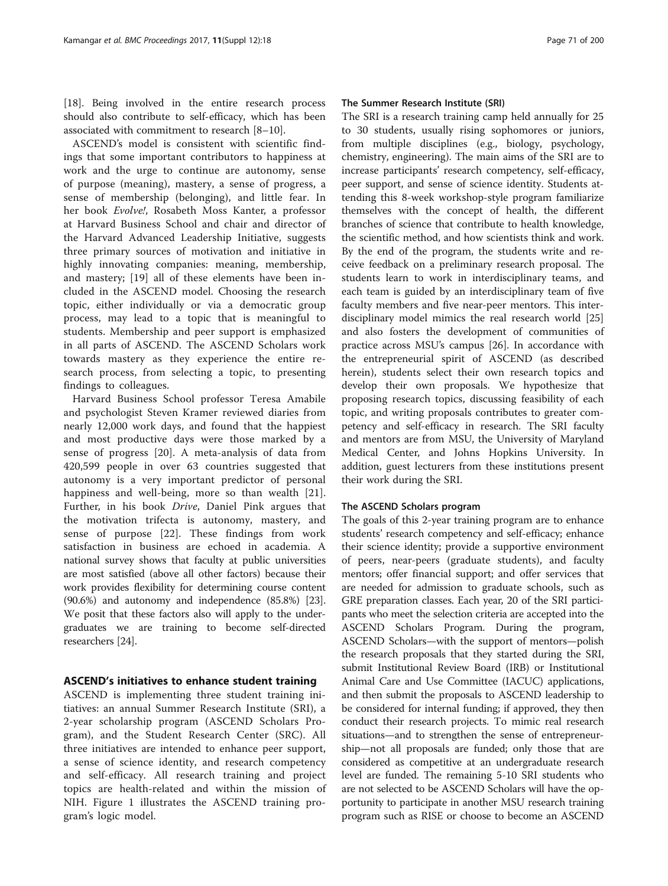[18]. Being involved in the entire research process should also contribute to self-efficacy, which has been associated with commitment to research [8–10].

ASCEND's model is consistent with scientific findings that some important contributors to happiness at work and the urge to continue are autonomy, sense of purpose (meaning), mastery, a sense of progress, a sense of membership (belonging), and little fear. In her book *Evolve!*, Rosabeth Moss Kanter, a professor at Harvard Business School and chair and director of the Harvard Advanced Leadership Initiative, suggests three primary sources of motivation and initiative in highly innovating companies: meaning, membership, and mastery; [19] all of these elements have been included in the ASCEND model. Choosing the research topic, either individually or via a democratic group process, may lead to a topic that is meaningful to students. Membership and peer support is emphasized in all parts of ASCEND. The ASCEND Scholars work towards mastery as they experience the entire research process, from selecting a topic, to presenting findings to colleagues.

Harvard Business School professor Teresa Amabile and psychologist Steven Kramer reviewed diaries from nearly 12,000 work days, and found that the happiest and most productive days were those marked by a sense of progress [20]. A meta-analysis of data from 420,599 people in over 63 countries suggested that autonomy is a very important predictor of personal happiness and well-being, more so than wealth [21]. Further, in his book *Drive*, Daniel Pink argues that the motivation trifecta is autonomy, mastery, and sense of purpose [22]. These findings from work satisfaction in business are echoed in academia. A national survey shows that faculty at public universities are most satisfied (above all other factors) because their work provides flexibility for determining course content (90.6%) and autonomy and independence (85.8%) [23]. We posit that these factors also will apply to the undergraduates we are training to become self-directed researchers [24].

## ASCEND's initiatives to enhance student training

ASCEND is implementing three student training initiatives: an annual Summer Research Institute (SRI), a 2-year scholarship program (ASCEND Scholars Program), and the Student Research Center (SRC). All three initiatives are intended to enhance peer support, a sense of science identity, and research competency and self-efficacy. All research training and project topics are health-related and within the mission of NIH. Figure 1 illustrates the ASCEND training program's logic model.

### The Summer Research Institute (SRI)

The SRI is a research training camp held annually for 25 to 30 students, usually rising sophomores or juniors, from multiple disciplines (e.g., biology, psychology, chemistry, engineering). The main aims of the SRI are to increase participants' research competency, self-efficacy, peer support, and sense of science identity. Students attending this 8-week workshop-style program familiarize themselves with the concept of health, the different branches of science that contribute to health knowledge, the scientific method, and how scientists think and work. By the end of the program, the students write and receive feedback on a preliminary research proposal. The students learn to work in interdisciplinary teams, and each team is guided by an interdisciplinary team of five faculty members and five near-peer mentors. This interdisciplinary model mimics the real research world [25] and also fosters the development of communities of practice across MSU's campus [26]. In accordance with the entrepreneurial spirit of ASCEND (as described herein), students select their own research topics and develop their own proposals. We hypothesize that proposing research topics, discussing feasibility of each topic, and writing proposals contributes to greater competency and self-efficacy in research. The SRI faculty and mentors are from MSU, the University of Maryland Medical Center, and Johns Hopkins University. In addition, guest lecturers from these institutions present their work during the SRI.

### The ASCEND Scholars program

The goals of this 2-year training program are to enhance students' research competency and self-efficacy; enhance their science identity; provide a supportive environment of peers, near-peers (graduate students), and faculty mentors; offer financial support; and offer services that are needed for admission to graduate schools, such as GRE preparation classes. Each year, 20 of the SRI participants who meet the selection criteria are accepted into the ASCEND Scholars Program. During the program, ASCEND Scholars—with the support of mentors—polish the research proposals that they started during the SRI, submit Institutional Review Board (IRB) or Institutional Animal Care and Use Committee (IACUC) applications, and then submit the proposals to ASCEND leadership to be considered for internal funding; if approved, they then conduct their research projects. To mimic real research situations—and to strengthen the sense of entrepreneurship—not all proposals are funded; only those that are considered as competitive at an undergraduate research level are funded. The remaining 5-10 SRI students who are not selected to be ASCEND Scholars will have the opportunity to participate in another MSU research training program such as RISE or choose to become an ASCEND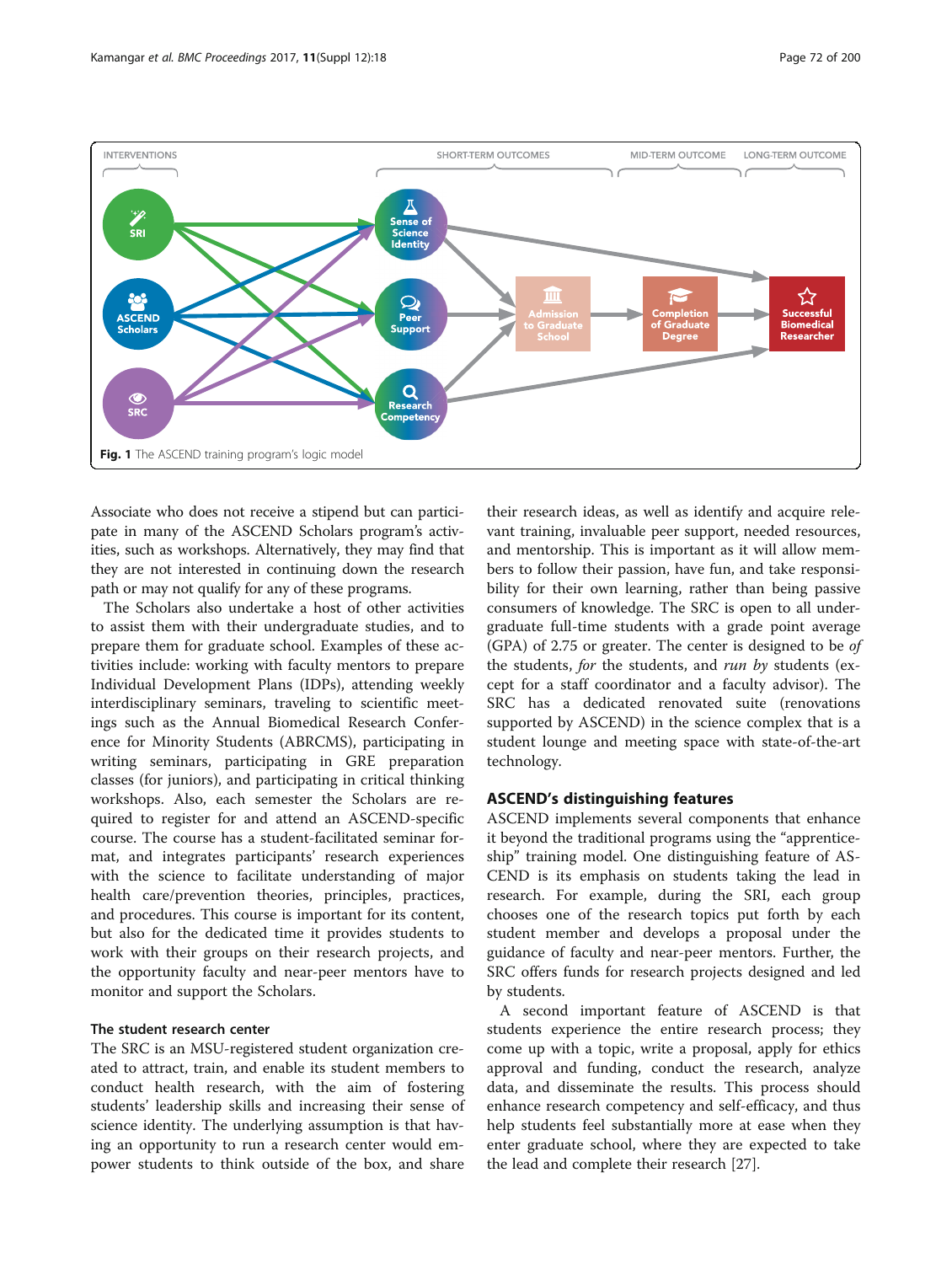INTERVENTIONS

SHORT-TERM OUTCOMES

MID-TERM OUTCOME

LONG-TERM OUTCOME

SRI

ASCEND Scholars

SRC

Sense of Science Identity

Peer Support

Research Competency

Admission to Graduate School

Completion of Graduate Degree

Successful Biomedical Researcher

**Fig. 1** The ASCEND training program's logic model

Associate who does not receive a stipend but can participate in many of the ASCEND Scholars program's activities, such as workshops. Alternatively, they may find that they are not interested in continuing down the research path or may not qualify for any of these programs.

The Scholars also undertake a host of other activities to assist them with their undergraduate studies, and to prepare them for graduate school. Examples of these activities include: working with faculty mentors to prepare Individual Development Plans (IDPs), attending weekly interdisciplinary seminars, traveling to scientific meetings such as the Annual Biomedical Research Conference for Minority Students (ABRCMS), participating in writing seminars, participating in GRE preparation classes (for juniors), and participating in critical thinking workshops. Also, each semester the Scholars are required to register for and attend an ASCEND-specific course. The course has a student-facilitated seminar format, and integrates participants' research experiences with the science to facilitate understanding of major health care/prevention theories, principles, practices, and procedures. This course is important for its content, but also for the dedicated time it provides students to work with their groups on their research projects, and the opportunity faculty and near-peer mentors have to monitor and support the Scholars.

### The student research center

The SRC is an MSU-registered student organization created to attract, train, and enable its student members to conduct health research, with the aim of fostering students' leadership skills and increasing their sense of science identity. The underlying assumption is that having an opportunity to run a research center would empower students to think outside of the box, and share their research ideas, as well as identify and acquire relevant training, invaluable peer support, needed resources, and mentorship. This is important as it will allow members to follow their passion, have fun, and take responsibility for their own learning, rather than being passive consumers of knowledge. The SRC is open to all undergraduate full-time students with a grade point average (GPA) of 2.75 or greater. The center is designed to be *of* the students, *for* the students, and *run by* students (except for a staff coordinator and a faculty advisor). The SRC has a dedicated renovated suite (renovations supported by ASCEND) in the science complex that is a student lounge and meeting space with state-of-the-art technology.

## ASCEND's distinguishing features

ASCEND implements several components that enhance it beyond the traditional programs using the "apprenticeship" training model. One distinguishing feature of ASCEND is its emphasis on students taking the lead in research. For example, during the SRI, each group chooses one of the research topics put forth by each student member and develops a proposal under the guidance of faculty and near-peer mentors. Further, the SRC offers funds for research projects designed and led by students.

A second important feature of ASCEND is that students experience the entire research process; they come up with a topic, write a proposal, apply for ethics approval and funding, conduct the research, analyze data, and disseminate the results. This process should enhance research competency and self-efficacy, and thus help students feel substantially more at ease when they enter graduate school, where they are expected to take the lead and complete their research [27].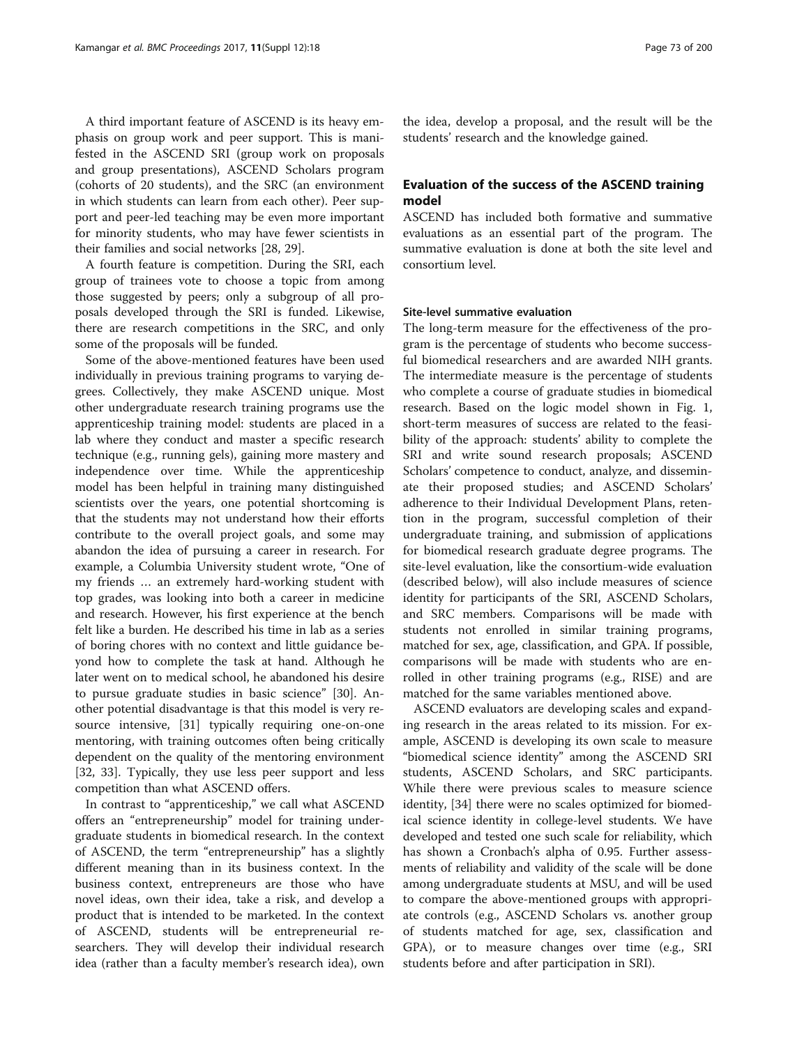A third important feature of ASCEND is its heavy emphasis on group work and peer support. This is manifested in the ASCEND SRI (group work on proposals and group presentations), ASCEND Scholars program (cohorts of 20 students), and the SRC (an environment in which students can learn from each other). Peer support and peer-led teaching may be even more important for minority students, who may have fewer scientists in their families and social networks [28, 29].

A fourth feature is competition. During the SRI, each group of trainees vote to choose a topic from among those suggested by peers; only a subgroup of all proposals developed through the SRI is funded. Likewise, there are research competitions in the SRC, and only some of the proposals will be funded.

Some of the above-mentioned features have been used individually in previous training programs to varying degrees. Collectively, they make ASCEND unique. Most other undergraduate research training programs use the apprenticeship training model: students are placed in a lab where they conduct and master a specific research technique (e.g., running gels), gaining more mastery and independence over time. While the apprenticeship model has been helpful in training many distinguished scientists over the years, one potential shortcoming is that the students may not understand how their efforts contribute to the overall project goals, and some may abandon the idea of pursuing a career in research. For example, a Columbia University student wrote, "One of my friends … an extremely hard-working student with top grades, was looking into both a career in medicine and research. However, his first experience at the bench felt like a burden. He described his time in lab as a series of boring chores with no context and little guidance beyond how to complete the task at hand. Although he later went on to medical school, he abandoned his desire to pursue graduate studies in basic science" [30]. Another potential disadvantage is that this model is very resource intensive, [31] typically requiring one-on-one mentoring, with training outcomes often being critically dependent on the quality of the mentoring environment [32, 33]. Typically, they use less peer support and less competition than what ASCEND offers.

In contrast to "apprenticeship," we call what ASCEND offers an "entrepreneurship" model for training undergraduate students in biomedical research. In the context of ASCEND, the term "entrepreneurship" has a slightly different meaning than in its business context. In the business context, entrepreneurs are those who have novel ideas, own their idea, take a risk, and develop a product that is intended to be marketed. In the context of ASCEND, students will be entrepreneurial researchers. They will develop their individual research idea (rather than a faculty member's research idea), own the idea, develop a proposal, and the result will be the students' research and the knowledge gained.

## Evaluation of the success of the ASCEND training model

ASCEND has included both formative and summative evaluations as an essential part of the program. The summative evaluation is done at both the site level and consortium level.

### Site-level summative evaluation

The long-term measure for the effectiveness of the program is the percentage of students who become successful biomedical researchers and are awarded NIH grants. The intermediate measure is the percentage of students who complete a course of graduate studies in biomedical research. Based on the logic model shown in Fig. 1, short-term measures of success are related to the feasibility of the approach: students' ability to complete the SRI and write sound research proposals; ASCEND Scholars' competence to conduct, analyze, and disseminate their proposed studies; and ASCEND Scholars' adherence to their Individual Development Plans, retention in the program, successful completion of their undergraduate training, and submission of applications for biomedical research graduate degree programs. The site-level evaluation, like the consortium-wide evaluation (described below), will also include measures of science identity for participants of the SRI, ASCEND Scholars, and SRC members. Comparisons will be made with students not enrolled in similar training programs, matched for sex, age, classification, and GPA. If possible, comparisons will be made with students who are enrolled in other training programs (e.g., RISE) and are matched for the same variables mentioned above.

ASCEND evaluators are developing scales and expanding research in the areas related to its mission. For example, ASCEND is developing its own scale to measure "biomedical science identity" among the ASCEND SRI students, ASCEND Scholars, and SRC participants. While there were previous scales to measure science identity, [34] there were no scales optimized for biomedical science identity in college-level students. We have developed and tested one such scale for reliability, which has shown a Cronbach's alpha of 0.95. Further assessments of reliability and validity of the scale will be done among undergraduate students at MSU, and will be used to compare the above-mentioned groups with appropriate controls (e.g., ASCEND Scholars vs. another group of students matched for age, sex, classification and GPA), or to measure changes over time (e.g., SRI students before and after participation in SRI).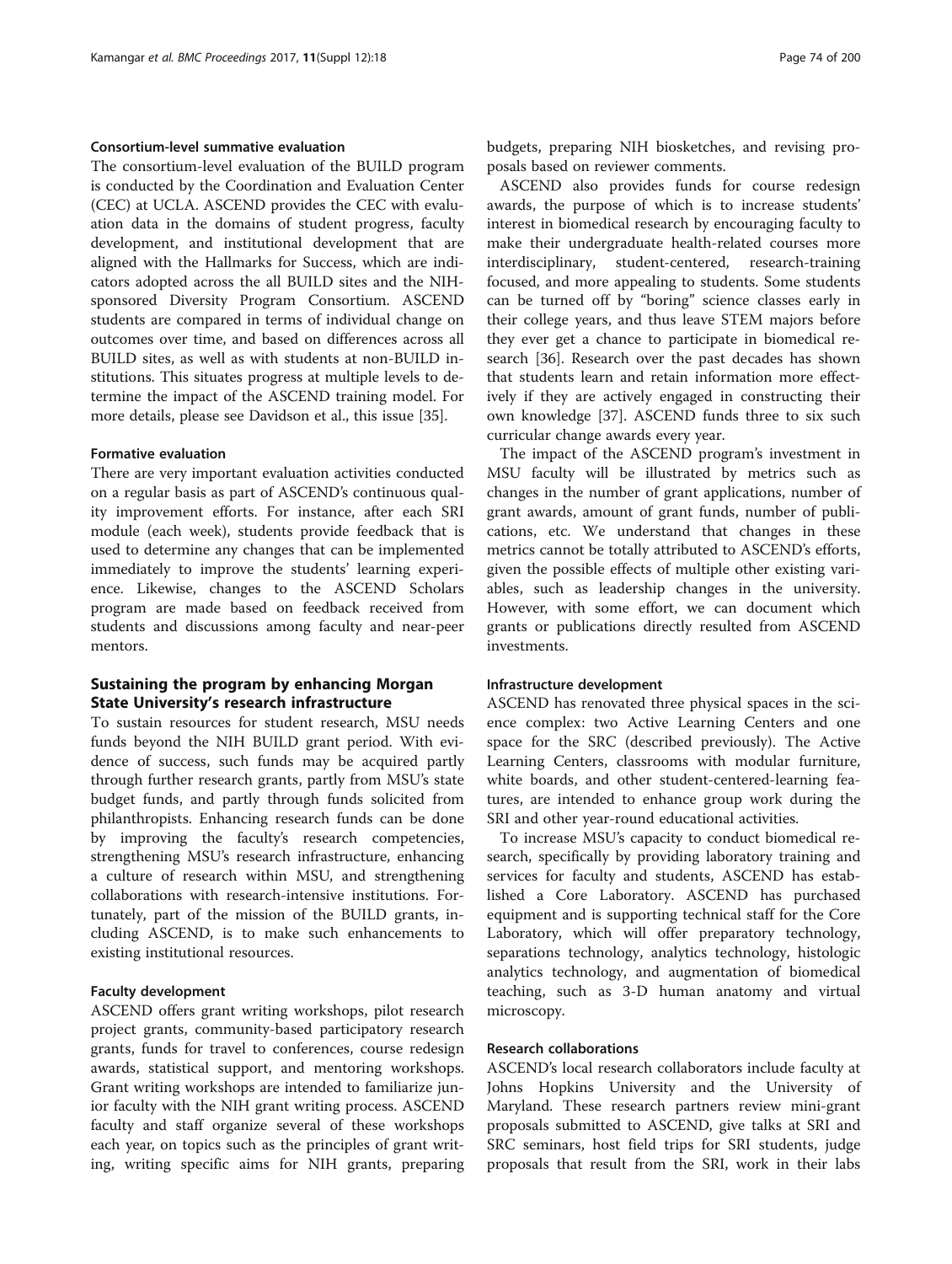#### Consortium-level summative evaluation

The consortium-level evaluation of the BUILD program is conducted by the Coordination and Evaluation Center (CEC) at UCLA. ASCEND provides the CEC with evaluation data in the domains of student progress, faculty development, and institutional development that are aligned with the Hallmarks for Success, which are indicators adopted across the all BUILD sites and the NIH-sponsored Diversity Program Consortium. ASCEND students are compared in terms of individual change on outcomes over time, and based on differences across all BUILD sites, as well as with students at non-BUILD institutions. This situates progress at multiple levels to determine the impact of the ASCEND training model. For more details, please see Davidson et al., this issue [35].

#### Formative evaluation

There are very important evaluation activities conducted on a regular basis as part of ASCEND's continuous quality improvement efforts. For instance, after each SRI module (each week), students provide feedback that is used to determine any changes that can be implemented immediately to improve the students' learning experience. Likewise, changes to the ASCEND Scholars program are made based on feedback received from students and discussions among faculty and near-peer mentors.

## Sustaining the program by enhancing Morgan State University's research infrastructure

To sustain resources for student research, MSU needs funds beyond the NIH BUILD grant period. With evidence of success, such funds may be acquired partly through further research grants, partly from MSU's state budget funds, and partly through funds solicited from philanthropists. Enhancing research funds can be done by improving the faculty's research competencies, strengthening MSU's research infrastructure, enhancing a culture of research within MSU, and strengthening collaborations with research-intensive institutions. Fortunately, part of the mission of the BUILD grants, including ASCEND, is to make such enhancements to existing institutional resources.

#### Faculty development

ASCEND offers grant writing workshops, pilot research project grants, community-based participatory research grants, funds for travel to conferences, course redesign awards, statistical support, and mentoring workshops. Grant writing workshops are intended to familiarize junior faculty with the NIH grant writing process. ASCEND faculty and staff organize several of these workshops each year, on topics such as the principles of grant writing, writing specific aims for NIH grants, preparing budgets, preparing NIH biosketches, and revising proposals based on reviewer comments.

ASCEND also provides funds for course redesign awards, the purpose of which is to increase students' interest in biomedical research by encouraging faculty to make their undergraduate health-related courses more interdisciplinary, student-centered, research-training focused, and more appealing to students. Some students can be turned off by "boring" science classes early in their college years, and thus leave STEM majors before they ever get a chance to participate in biomedical research [36]. Research over the past decades has shown that students learn and retain information more effectively if they are actively engaged in constructing their own knowledge [37]. ASCEND funds three to six such curricular change awards every year.

The impact of the ASCEND program's investment in MSU faculty will be illustrated by metrics such as changes in the number of grant applications, number of grant awards, amount of grant funds, number of publications, etc. We understand that changes in these metrics cannot be totally attributed to ASCEND's efforts, given the possible effects of multiple other existing variables, such as leadership changes in the university. However, with some effort, we can document which grants or publications directly resulted from ASCEND investments.

#### Infrastructure development

ASCEND has renovated three physical spaces in the science complex: two Active Learning Centers and one space for the SRC (described previously). The Active Learning Centers, classrooms with modular furniture, white boards, and other student-centered-learning features, are intended to enhance group work during the SRI and other year-round educational activities.

To increase MSU's capacity to conduct biomedical research, specifically by providing laboratory training and services for faculty and students, ASCEND has established a Core Laboratory. ASCEND has purchased equipment and is supporting technical staff for the Core Laboratory, which will offer preparatory technology, separations technology, analytics technology, histologic analytics technology, and augmentation of biomedical teaching, such as 3-D human anatomy and virtual microscopy.

#### Research collaborations

ASCEND's local research collaborators include faculty at Johns Hopkins University and the University of Maryland. These research partners review mini-grant proposals submitted to ASCEND, give talks at SRI and SRC seminars, host field trips for SRI students, judge proposals that result from the SRI, work in their labs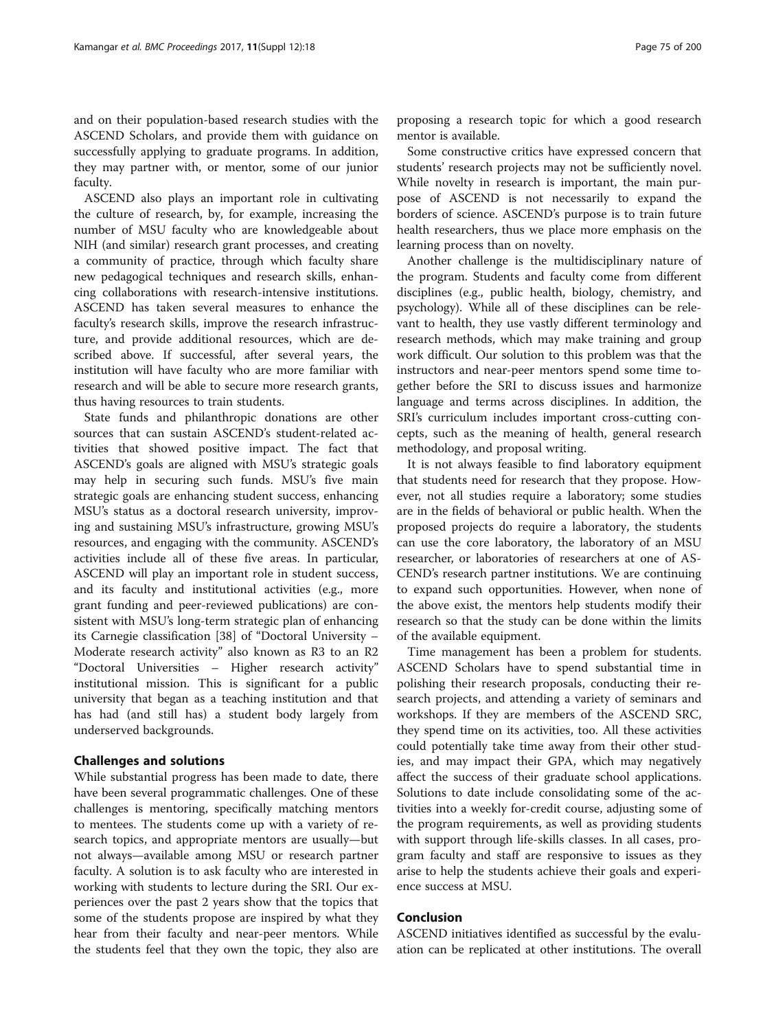and on their population-based research studies with the ASCEND Scholars, and provide them with guidance on successfully applying to graduate programs. In addition, they may partner with, or mentor, some of our junior faculty.

ASCEND also plays an important role in cultivating the culture of research, by, for example, increasing the number of MSU faculty who are knowledgeable about NIH (and similar) research grant processes, and creating a community of practice, through which faculty share new pedagogical techniques and research skills, enhancing collaborations with research-intensive institutions. ASCEND has taken several measures to enhance the faculty's research skills, improve the research infrastructure, and provide additional resources, which are described above. If successful, after several years, the institution will have faculty who are more familiar with research and will be able to secure more research grants, thus having resources to train students.

State funds and philanthropic donations are other sources that can sustain ASCEND's student-related activities that showed positive impact. The fact that ASCEND's goals are aligned with MSU's strategic goals may help in securing such funds. MSU's five main strategic goals are enhancing student success, enhancing MSU's status as a doctoral research university, improving and sustaining MSU's infrastructure, growing MSU's resources, and engaging with the community. ASCEND's activities include all of these five areas. In particular, ASCEND will play an important role in student success, and its faculty and institutional activities (e.g., more grant funding and peer-reviewed publications) are consistent with MSU's long-term strategic plan of enhancing its Carnegie classification [38] of "Doctoral University – Moderate research activity" also known as R3 to an R2 "Doctoral Universities – Higher research activity" institutional mission. This is significant for a public university that began as a teaching institution and that has had (and still has) a student body largely from underserved backgrounds.

## Challenges and solutions

While substantial progress has been made to date, there have been several programmatic challenges. One of these challenges is mentoring, specifically matching mentors to mentees. The students come up with a variety of research topics, and appropriate mentors are usually—but not always—available among MSU or research partner faculty. A solution is to ask faculty who are interested in working with students to lecture during the SRI. Our experiences over the past 2 years show that the topics that some of the students propose are inspired by what they hear from their faculty and near-peer mentors. While the students feel that they own the topic, they also are proposing a research topic for which a good research mentor is available.

Some constructive critics have expressed concern that students' research projects may not be sufficiently novel. While novelty in research is important, the main purpose of ASCEND is not necessarily to expand the borders of science. ASCEND's purpose is to train future health researchers, thus we place more emphasis on the learning process than on novelty.

Another challenge is the multidisciplinary nature of the program. Students and faculty come from different disciplines (e.g., public health, biology, chemistry, and psychology). While all of these disciplines can be relevant to health, they use vastly different terminology and research methods, which may make training and group work difficult. Our solution to this problem was that the instructors and near-peer mentors spend some time together before the SRI to discuss issues and harmonize language and terms across disciplines. In addition, the SRI's curriculum includes important cross-cutting concepts, such as the meaning of health, general research methodology, and proposal writing.

It is not always feasible to find laboratory equipment that students need for research that they propose. However, not all studies require a laboratory; some studies are in the fields of behavioral or public health. When the proposed projects do require a laboratory, the students can use the core laboratory, the laboratory of an MSU researcher, or laboratories of researchers at one of ASCEND's research partner institutions. We are continuing to expand such opportunities. However, when none of the above exist, the mentors help students modify their research so that the study can be done within the limits of the available equipment.

Time management has been a problem for students. ASCEND Scholars have to spend substantial time in polishing their research proposals, conducting their research projects, and attending a variety of seminars and workshops. If they are members of the ASCEND SRC, they spend time on its activities, too. All these activities could potentially take time away from their other studies, and may impact their GPA, which may negatively affect the success of their graduate school applications. Solutions to date include consolidating some of the activities into a weekly for-credit course, adjusting some of the program requirements, as well as providing students with support through life-skills classes. In all cases, program faculty and staff are responsive to issues as they arise to help the students achieve their goals and experience success at MSU.

## Conclusion

ASCEND initiatives identified as successful by the evaluation can be replicated at other institutions. The overall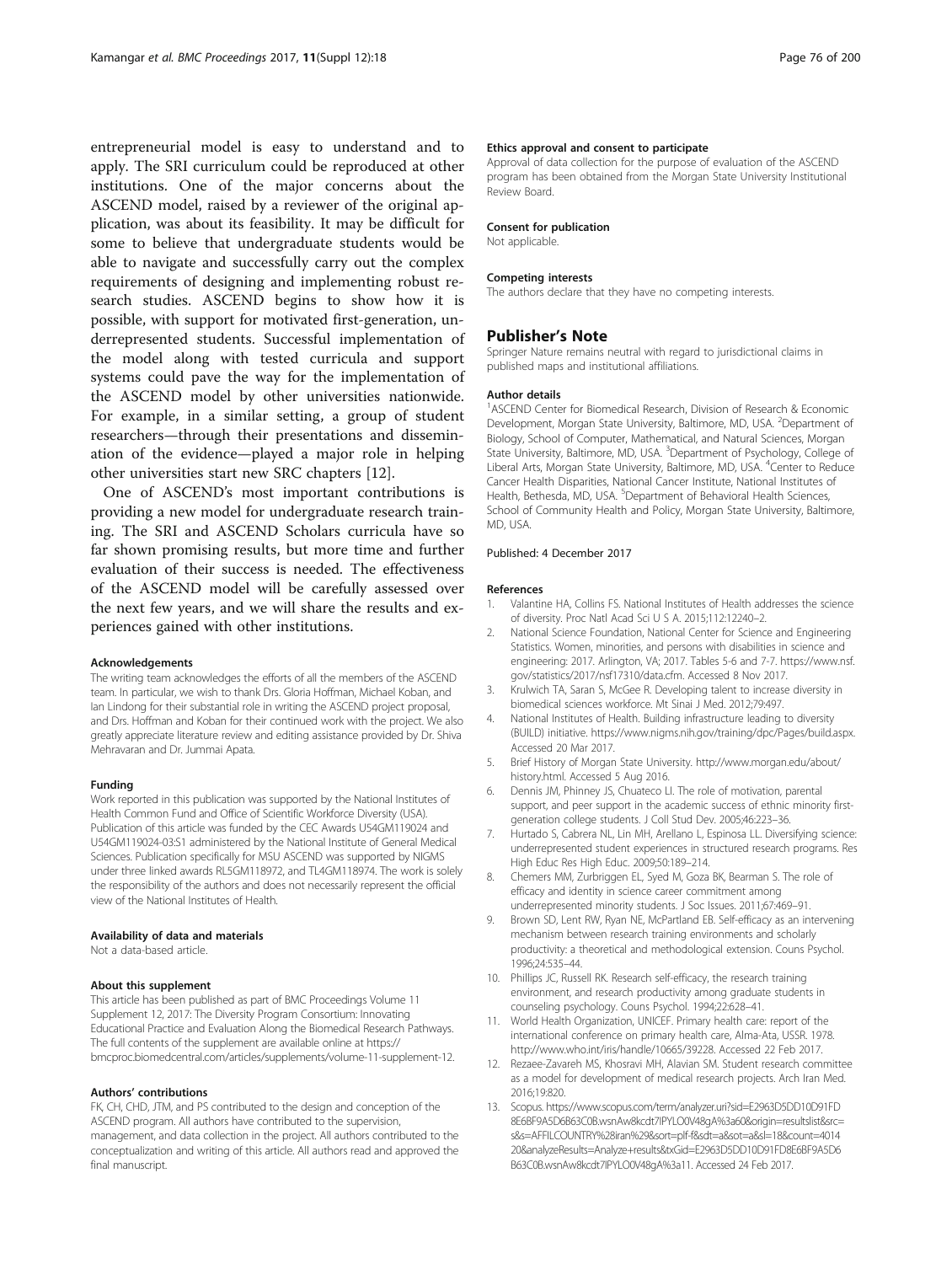entrepreneurial model is easy to understand and to apply. The SRI curriculum could be reproduced at other institutions. One of the major concerns about the ASCEND model, raised by a reviewer of the original application, was about its feasibility. It may be difficult for some to believe that undergraduate students would be able to navigate and successfully carry out the complex requirements of designing and implementing robust research studies. ASCEND begins to show how it is possible, with support for motivated first-generation, underrepresented students. Successful implementation of the model along with tested curricula and support systems could pave the way for the implementation of the ASCEND model by other universities nationwide. For example, in a similar setting, a group of student researchers—through their presentations and dissemination of the evidence—played a major role in helping other universities start new SRC chapters [12].

One of ASCEND's most important contributions is providing a new model for undergraduate research training. The SRI and ASCEND Scholars curricula have so far shown promising results, but more time and further evaluation of their success is needed. The effectiveness of the ASCEND model will be carefully assessed over the next few years, and we will share the results and experiences gained with other institutions.

#### Acknowledgements

The writing team acknowledges the efforts of all the members of the ASCEND team. In particular, we wish to thank Drs. Gloria Hoffman, Michael Koban, and Ian Lindong for their substantial role in writing the ASCEND project proposal, and Drs. Hoffman and Koban for their continued work with the project. We also greatly appreciate literature review and editing assistance provided by Dr. Shiva Mehravaran and Dr. Jummai Apata.

#### Funding

Work reported in this publication was supported by the National Institutes of Health Common Fund and Office of Scientific Workforce Diversity (USA). Publication of this article was funded by the CEC Awards U54GM119024 and U54GM119024-03:S1 administered by the National Institute of General Medical Sciences. Publication specifically for MSU ASCEND was supported by NIGMS under three linked awards RL5GM118972, and TL4GM118974. The work is solely the responsibility of the authors and does not necessarily represent the official view of the National Institutes of Health.

#### Availability of data and materials

Not a data-based article.

#### About this supplement

This article has been published as part of BMC Proceedings Volume 11 Supplement 12, 2017: The Diversity Program Consortium: Innovating Educational Practice and Evaluation Along the Biomedical Research Pathways. The full contents of the supplement are available online at https://bmcproc.biomedcentral.com/articles/supplements/volume-11-supplement-12.

#### Authors' contributions

FK, CH, CHD, JTM, and PS contributed to the design and conception of the ASCEND program. All authors have contributed to the supervision, management, and data collection in the project. All authors contributed to the conceptualization and writing of this article. All authors read and approved the final manuscript.

#### Ethics approval and consent to participate

Approval of data collection for the purpose of evaluation of the ASCEND program has been obtained from the Morgan State University Institutional Review Board.

#### Consent for publication

Not applicable.

#### Competing interests

The authors declare that they have no competing interests.

## Publisher's Note

Springer Nature remains neutral with regard to jurisdictional claims in published maps and institutional affiliations.

#### Author details

[1]ASCEND Center for Biomedical Research, Division of Research & Economic Development, Morgan State University, Baltimore, MD, USA. [2]Department of Biology, School of Computer, Mathematical, and Natural Sciences, Morgan State University, Baltimore, MD, USA. [3]Department of Psychology, College of Liberal Arts, Morgan State University, Baltimore, MD, USA. [4]Center to Reduce Cancer Health Disparities, National Cancer Institute, National Institutes of Health, Bethesda, MD, USA. [5]Department of Behavioral Health Sciences, School of Community Health and Policy, Morgan State University, Baltimore, MD, USA.

Published: 4 December 2017

#### References

1. Valantine HA, Collins FS. National Institutes of Health addresses the science of diversity. Proc Natl Acad Sci U S A. 2015;112:12240–2.
2. National Science Foundation, National Center for Science and Engineering Statistics. Women, minorities, and persons with disabilities in science and engineering: 2017. Arlington, VA; 2017. Tables 5-6 and 7-7. https://www.nsf.gov/statistics/2017/nsf17310/data.cfm. Accessed 8 Nov 2017.
3. Krulwich TA, Saran S, McGee R. Developing talent to increase diversity in biomedical sciences workforce. Mt Sinai J Med. 2012;79:497.
4. National Institutes of Health. Building infrastructure leading to diversity (BUILD) initiative. https://www.nigms.nih.gov/training/dpc/Pages/build.aspx. Accessed 20 Mar 2017.
5. Brief History of Morgan State University. http://www.morgan.edu/about/history.html. Accessed 5 Aug 2016.
6. Dennis JM, Phinney JS, Chuateco LI. The role of motivation, parental support, and peer support in the academic success of ethnic minority first-generation college students. J Coll Stud Dev. 2005;46:223–36.
7. Hurtado S, Cabrera NL, Lin MH, Arellano L, Espinosa LL. Diversifying science: underrepresented student experiences in structured research programs. Res High Educ Res High Educ. 2009;50:189–214.
8. Chemers MM, Zurbriggen EL, Syed M, Goza BK, Bearman S. The role of efficacy and identity in science career commitment among underrepresented minority students. J Soc Issues. 2011;67:469–91.
9. Brown SD, Lent RW, Ryan NE, McPartland EB. Self-efficacy as an intervening mechanism between research training environments and scholarly productivity: a theoretical and methodological extension. Couns Psychol. 1996;24:535–44.
10. Phillips JC, Russell RK. Research self-efficacy, the research training environment, and research productivity among graduate students in counseling psychology. Couns Psychol. 1994;22:628–41.
11. World Health Organization, UNICEF. Primary health care: report of the international conference on primary health care, Alma-Ata, USSR. 1978. http://www.who.int/iris/handle/10665/39228. Accessed 22 Feb 2017.
12. Rezaee-Zavareh MS, Khosravi MH, Alavian SM. Student research committee as a model for development of medical research projects. Arch Iran Med. 2016;19:820.
13. Scopus. https://www.scopus.com/term/analyzer.uri?sid=E2963D5DD10D91FD8E6BF9A5D6B63C0B.wsnAw8kcdt7IPYLO0V48gA%3a60&origin=resultslist&src=s&s=AFFILCOUNTRY%28iran%29&sort=plf-f&sdt=a&sot=a&sl=18&count=401420&analyzeResults=Analyze+results&txGid=E2963D5DD10D91FD8E6BF9A5D6B63C0B.wsnAw8kcdt7IPYLO0V48gA%3a11. Accessed 24 Feb 2017.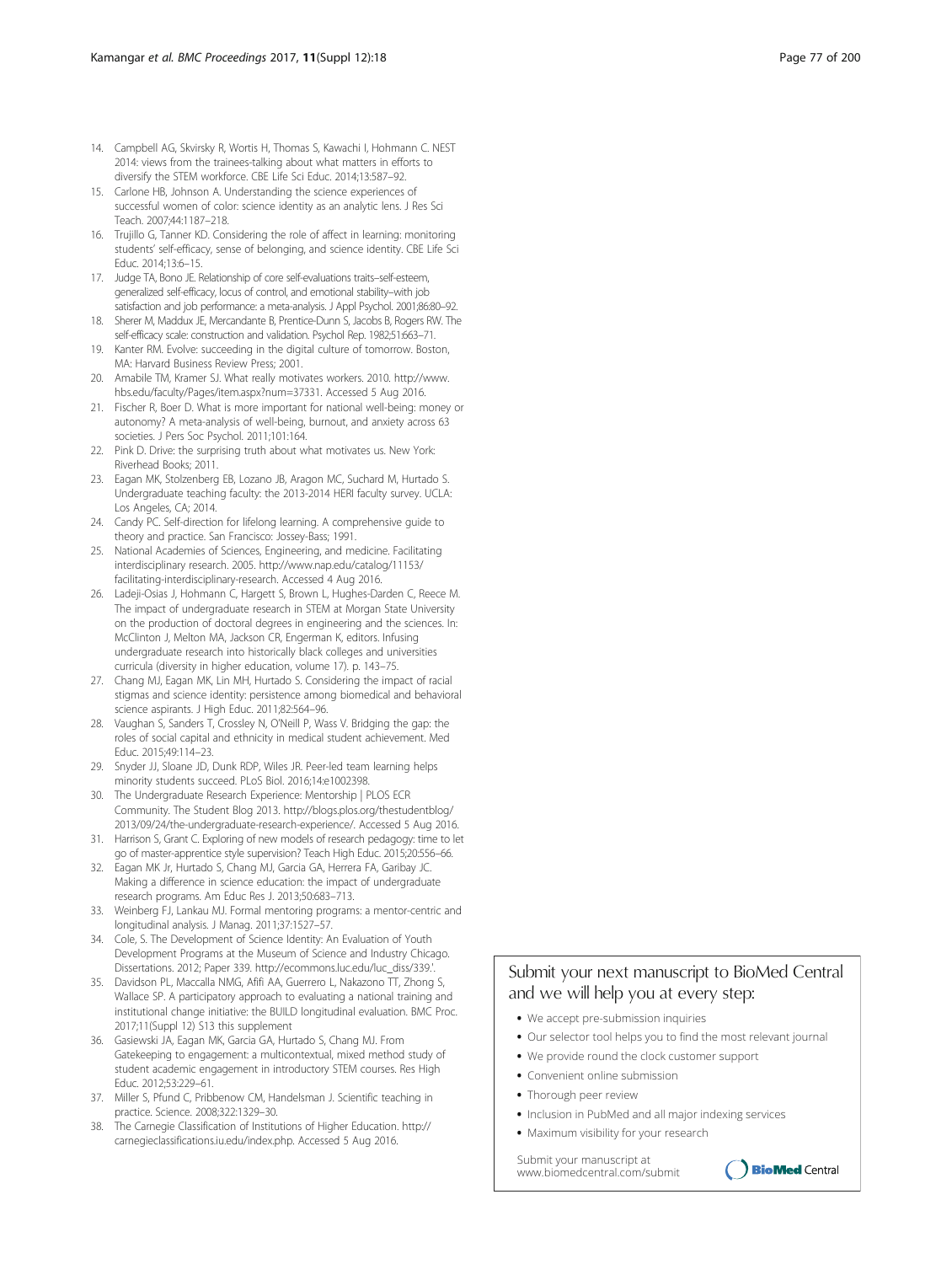14. Campbell AG, Skvirsky R, Wortis H, Thomas S, Kawachi I, Hohmann C. NEST 2014: views from the trainees-talking about what matters in efforts to diversify the STEM workforce. CBE Life Sci Educ. 2014;13:587–92.
15. Carlone HB, Johnson A. Understanding the science experiences of successful women of color: science identity as an analytic lens. J Res Sci Teach. 2007;44:1187–218.
16. Trujillo G, Tanner KD. Considering the role of affect in learning: monitoring students' self-efficacy, sense of belonging, and science identity. CBE Life Sci Educ. 2014;13:6–15.
17. Judge TA, Bono JE. Relationship of core self-evaluations traits–self-esteem, generalized self-efficacy, locus of control, and emotional stability–with job satisfaction and job performance: a meta-analysis. J Appl Psychol. 2001;86:80–92.
18. Sherer M, Maddux JE, Mercandante B, Prentice-Dunn S, Jacobs B, Rogers RW. The self-efficacy scale: construction and validation. Psychol Rep. 1982;51:663–71.
19. Kanter RM. Evolve: succeeding in the digital culture of tomorrow. Boston, MA: Harvard Business Review Press; 2001.
20. Amabile TM, Kramer SJ. What really motivates workers. 2010. http://www.hbs.edu/faculty/Pages/item.aspx?num=37331. Accessed 5 Aug 2016.
21. Fischer R, Boer D. What is more important for national well-being: money or autonomy? A meta-analysis of well-being, burnout, and anxiety across 63 societies. J Pers Soc Psychol. 2011;101:164.
22. Pink D. Drive: the surprising truth about what motivates us. New York: Riverhead Books; 2011.
23. Eagan MK, Stolzenberg EB, Lozano JB, Aragon MC, Suchard M, Hurtado S. Undergraduate teaching faculty: the 2013-2014 HERI faculty survey. UCLA: Los Angeles, CA; 2014.
24. Candy PC. Self-direction for lifelong learning. A comprehensive guide to theory and practice. San Francisco: Jossey-Bass; 1991.
25. National Academies of Sciences, Engineering, and medicine. Facilitating interdisciplinary research. 2005. http://www.nap.edu/catalog/11153/facilitating-interdisciplinary-research. Accessed 4 Aug 2016.
26. Ladeji-Osias J, Hohmann C, Hargett S, Brown L, Hughes-Darden C, Reece M. The impact of undergraduate research in STEM at Morgan State University on the production of doctoral degrees in engineering and the sciences. In: McClinton J, Melton MA, Jackson CR, Engerman K, editors. Infusing undergraduate research into historically black colleges and universities curricula (diversity in higher education, volume 17). p. 143–75.
27. Chang MJ, Eagan MK, Lin MH, Hurtado S. Considering the impact of racial stigmas and science identity: persistence among biomedical and behavioral science aspirants. J High Educ. 2011;82:564–96.
28. Vaughan S, Sanders T, Crossley N, O'Neill P, Wass V. Bridging the gap: the roles of social capital and ethnicity in medical student achievement. Med Educ. 2015;49:114–23.
29. Snyder JJ, Sloane JD, Dunk RDP, Wiles JR. Peer-led team learning helps minority students succeed. PLoS Biol. 2016;14:e1002398.
30. The Undergraduate Research Experience: Mentorship | PLOS ECR Community. The Student Blog 2013. http://blogs.plos.org/thestudentblog/2013/09/24/the-undergraduate-research-experience/. Accessed 5 Aug 2016.
31. Harrison S, Grant C. Exploring of new models of research pedagogy: time to let go of master-apprentice style supervision? Teach High Educ. 2015;20:556–66.
32. Eagan MK Jr, Hurtado S, Chang MJ, Garcia GA, Herrera FA, Garibay JC. Making a difference in science education: the impact of undergraduate research programs. Am Educ Res J. 2013;50:683–713.
33. Weinberg FJ, Lankau MJ. Formal mentoring programs: a mentor-centric and longitudinal analysis. J Manag. 2011;37:1527–57.
34. Cole, S. The Development of Science Identity: An Evaluation of Youth Development Programs at the Museum of Science and Industry Chicago. Dissertations. 2012; Paper 339. http://ecommons.luc.edu/luc_diss/339.'.
35. Davidson PL, Maccalla NMG, Afifi AA, Guerrero L, Nakazono TT, Zhong S, Wallace SP. A participatory approach to evaluating a national training and institutional change initiative: the BUILD longitudinal evaluation. BMC Proc. 2017;11(Suppl 12) S13 this supplement
36. Gasiewski JA, Eagan MK, Garcia GA, Hurtado S, Chang MJ. From Gatekeeping to engagement: a multicontextual, mixed method study of student academic engagement in introductory STEM courses. Res High Educ. 2012;53:229–61.
37. Miller S, Pfund C, Pribbenow CM, Handelsman J. Scientific teaching in practice. Science. 2008;322:1329–30.
38. The Carnegie Classification of Institutions of Higher Education. http://carnegieclassifications.iu.edu/index.php. Accessed 5 Aug 2016.

Submit your next manuscript to BioMed Central and we will help you at every step:

- We accept pre-submission inquiries
- Our selector tool helps you to find the most relevant journal
- We provide round the clock customer support
- Convenient online submission
- Thorough peer review
- Inclusion in PubMed and all major indexing services
- Maximum visibility for your research

Submit your manuscript at www.biomedcentral.com/submit

BioMed Central